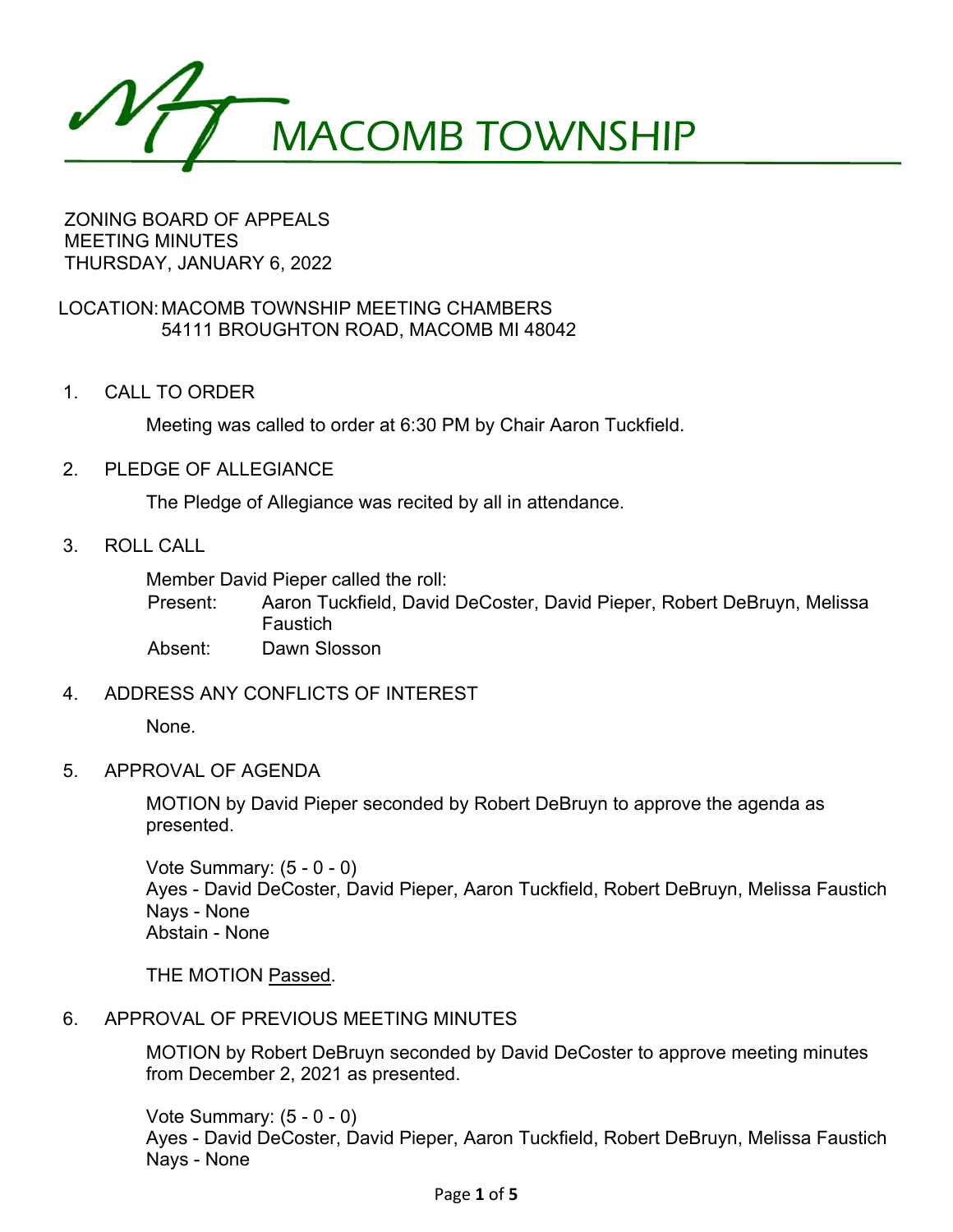# MACOMB TOWNSHIP

ZONING BOARD OF APPEALS
MEETING MINUTES
THURSDAY, JANUARY 6, 2022

LOCATION: MACOMB TOWNSHIP MEETING CHAMBERS
54111 BROUGHTON ROAD, MACOMB MI 48042

1. CALL TO ORDER

   Meeting was called to order at 6:30 PM by Chair Aaron Tuckfield.

2. PLEDGE OF ALLEGIANCE

   The Pledge of Allegiance was recited by all in attendance.

3. ROLL CALL

   Member David Pieper called the roll:
   
   Present: Aaron Tuckfield, David DeCoster, David Pieper, Robert DeBruyn, Melissa Faustich
   
   Absent: Dawn Slosson

4. ADDRESS ANY CONFLICTS OF INTEREST

   None.

5. APPROVAL OF AGENDA

   MOTION by David Pieper seconded by Robert DeBruyn to approve the agenda as presented.

   Vote Summary: (5 - 0 - 0)
   Ayes - David DeCoster, David Pieper, Aaron Tuckfield, Robert DeBruyn, Melissa Faustich
   Nays - None
   Abstain - None

   THE MOTION Passed.

6. APPROVAL OF PREVIOUS MEETING MINUTES

   MOTION by Robert DeBruyn seconded by David DeCoster to approve meeting minutes from December 2, 2021 as presented.

   Vote Summary: (5 - 0 - 0)
   Ayes - David DeCoster, David Pieper, Aaron Tuckfield, Robert DeBruyn, Melissa Faustich
   Nays - None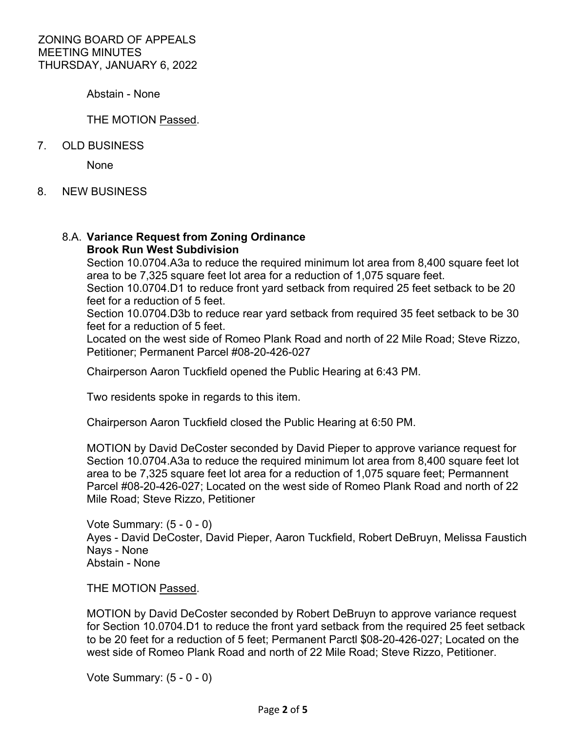Abstain - None

THE MOTION Passed.

7. OLD BUSINESS

   None

8. NEW BUSINESS

### 8.A. **Variance Request from Zoning Ordinance**
**Brook Run West Subdivision**

Section 10.0704.A3a to reduce the required minimum lot area from 8,400 square feet lot area to be 7,325 square feet lot area for a reduction of 1,075 square feet.
Section 10.0704.D1 to reduce front yard setback from required 25 feet setback to be 20 feet for a reduction of 5 feet.
Section 10.0704.D3b to reduce rear yard setback from required 35 feet setback to be 30 feet for a reduction of 5 feet.
Located on the west side of Romeo Plank Road and north of 22 Mile Road; Steve Rizzo, Petitioner; Permanent Parcel #08-20-426-027

Chairperson Aaron Tuckfield opened the Public Hearing at 6:43 PM.

Two residents spoke in regards to this item.

Chairperson Aaron Tuckfield closed the Public Hearing at 6:50 PM.

MOTION by David DeCoster seconded by David Pieper to approve variance request for Section 10.0704.A3a to reduce the required minimum lot area from 8,400 square feet lot area to be 7,325 square feet lot area for a reduction of 1,075 square feet; Permannent Parcel #08-20-426-027; Located on the west side of Romeo Plank Road and north of 22 Mile Road; Steve Rizzo, Petitioner

Vote Summary: (5 - 0 - 0)
Ayes - David DeCoster, David Pieper, Aaron Tuckfield, Robert DeBruyn, Melissa Faustich
Nays - None
Abstain - None

THE MOTION Passed.

MOTION by David DeCoster seconded by Robert DeBruyn to approve variance request for Section 10.0704.D1 to reduce the front yard setback from the required 25 feet setback to be 20 feet for a reduction of 5 feet; Permanent Parctl $08-20-426-027; Located on the west side of Romeo Plank Road and north of 22 Mile Road; Steve Rizzo, Petitioner.

Vote Summary: (5 - 0 - 0)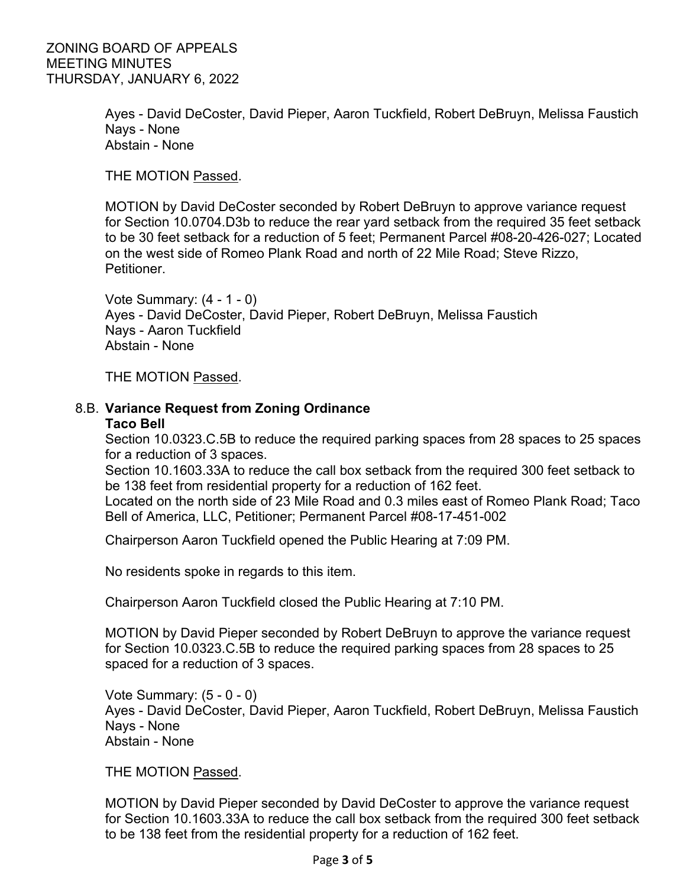Ayes - David DeCoster, David Pieper, Aaron Tuckfield, Robert DeBruyn, Melissa Faustich
Nays - None
Abstain - None

THE MOTION Passed.

MOTION by David DeCoster seconded by Robert DeBruyn to approve variance request for Section 10.0704.D3b to reduce the rear yard setback from the required 35 feet setback to be 30 feet setback for a reduction of 5 feet; Permanent Parcel #08-20-426-027; Located on the west side of Romeo Plank Road and north of 22 Mile Road; Steve Rizzo, Petitioner.

Vote Summary: (4 - 1 - 0)
Ayes - David DeCoster, David Pieper, Robert DeBruyn, Melissa Faustich
Nays - Aaron Tuckfield
Abstain - None

THE MOTION Passed.

8.B. **Variance Request from Zoning Ordinance**
**Taco Bell**
Section 10.0323.C.5B to reduce the required parking spaces from 28 spaces to 25 spaces for a reduction of 3 spaces.
Section 10.1603.33A to reduce the call box setback from the required 300 feet setback to be 138 feet from residential property for a reduction of 162 feet.
Located on the north side of 23 Mile Road and 0.3 miles east of Romeo Plank Road; Taco Bell of America, LLC, Petitioner; Permanent Parcel #08-17-451-002

Chairperson Aaron Tuckfield opened the Public Hearing at 7:09 PM.

No residents spoke in regards to this item.

Chairperson Aaron Tuckfield closed the Public Hearing at 7:10 PM.

MOTION by David Pieper seconded by Robert DeBruyn to approve the variance request for Section 10.0323.C.5B to reduce the required parking spaces from 28 spaces to 25 spaced for a reduction of 3 spaces.

Vote Summary: (5 - 0 - 0)
Ayes - David DeCoster, David Pieper, Aaron Tuckfield, Robert DeBruyn, Melissa Faustich
Nays - None
Abstain - None

THE MOTION Passed.

MOTION by David Pieper seconded by David DeCoster to approve the variance request for Section 10.1603.33A to reduce the call box setback from the required 300 feet setback to be 138 feet from the residential property for a reduction of 162 feet.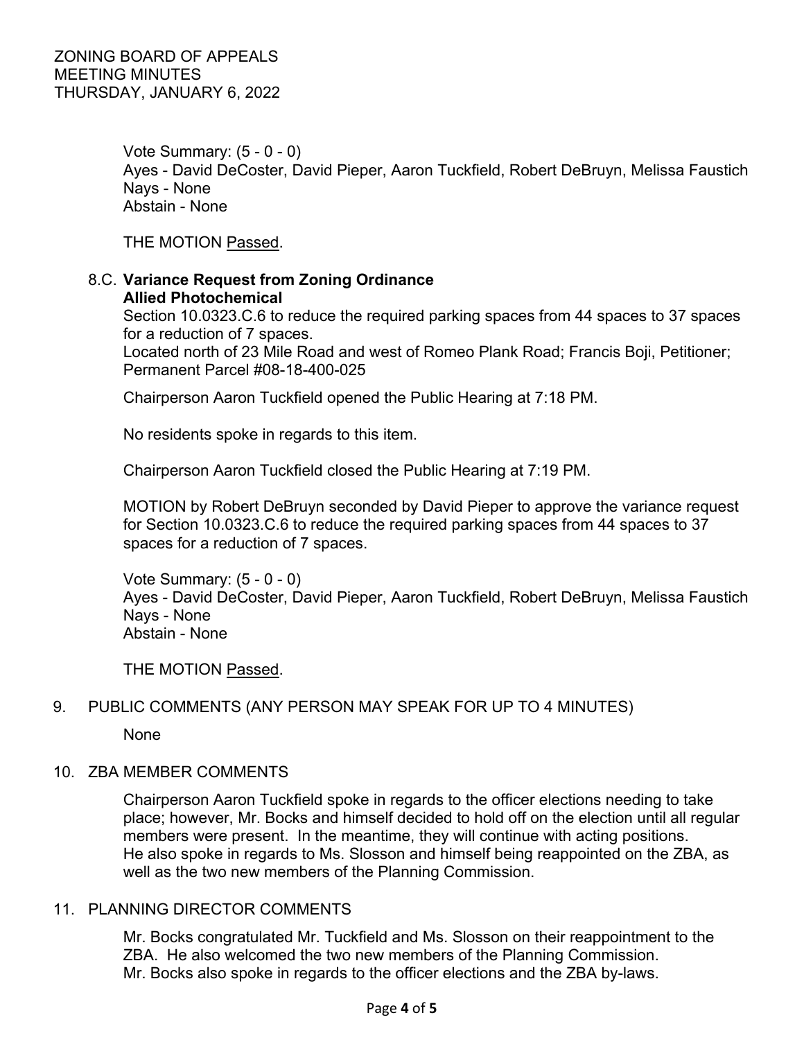Vote Summary: (5 - 0 - 0)
Ayes - David DeCoster, David Pieper, Aaron Tuckfield, Robert DeBruyn, Melissa Faustich
Nays - None
Abstain - None

THE MOTION Passed.

8.C. **Variance Request from Zoning Ordinance**
**Allied Photochemical**
Section 10.0323.C.6 to reduce the required parking spaces from 44 spaces to 37 spaces for a reduction of 7 spaces.
Located north of 23 Mile Road and west of Romeo Plank Road; Francis Boji, Petitioner; Permanent Parcel #08-18-400-025

Chairperson Aaron Tuckfield opened the Public Hearing at 7:18 PM.

No residents spoke in regards to this item.

Chairperson Aaron Tuckfield closed the Public Hearing at 7:19 PM.

MOTION by Robert DeBruyn seconded by David Pieper to approve the variance request for Section 10.0323.C.6 to reduce the required parking spaces from 44 spaces to 37 spaces for a reduction of 7 spaces.

Vote Summary: (5 - 0 - 0)
Ayes - David DeCoster, David Pieper, Aaron Tuckfield, Robert DeBruyn, Melissa Faustich
Nays - None
Abstain - None

THE MOTION Passed.

9. PUBLIC COMMENTS (ANY PERSON MAY SPEAK FOR UP TO 4 MINUTES)

None

10. ZBA MEMBER COMMENTS

Chairperson Aaron Tuckfield spoke in regards to the officer elections needing to take place; however, Mr. Bocks and himself decided to hold off on the election until all regular members were present. In the meantime, they will continue with acting positions.
He also spoke in regards to Ms. Slosson and himself being reappointed on the ZBA, as well as the two new members of the Planning Commission.

11. PLANNING DIRECTOR COMMENTS

Mr. Bocks congratulated Mr. Tuckfield and Ms. Slosson on their reappointment to the ZBA. He also welcomed the two new members of the Planning Commission.
Mr. Bocks also spoke in regards to the officer elections and the ZBA by-laws.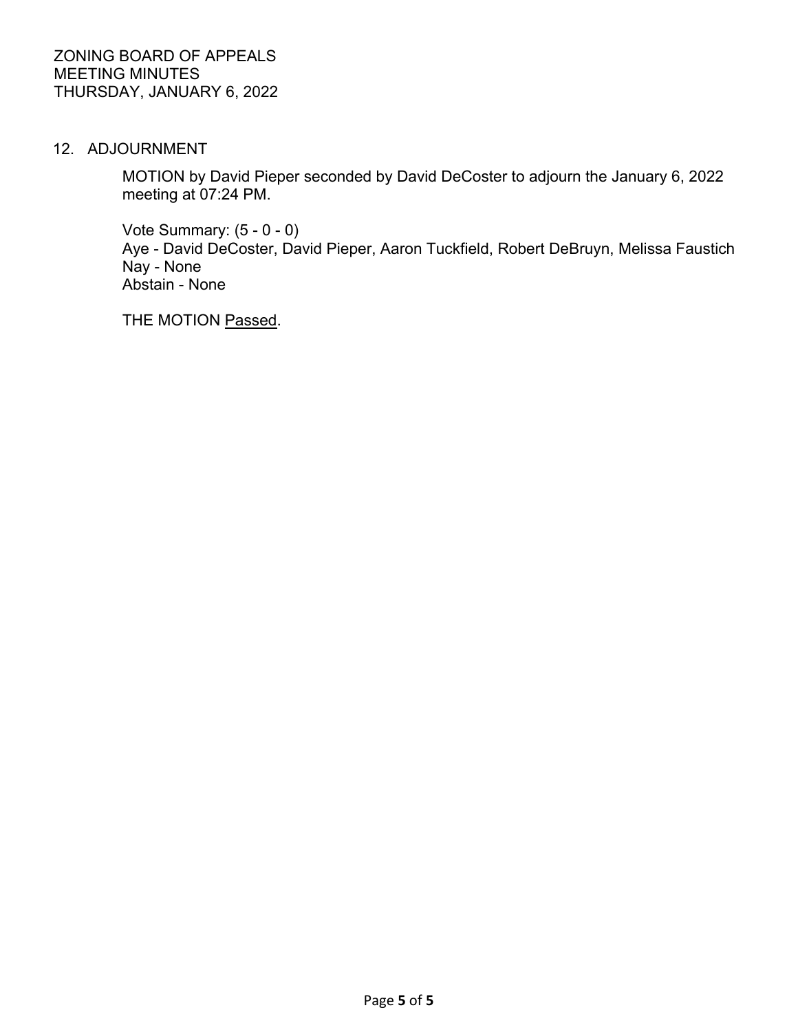## 12. ADJOURNMENT

MOTION by David Pieper seconded by David DeCoster to adjourn the January 6, 2022 meeting at 07:24 PM.

Vote Summary: (5 - 0 - 0)
Aye - David DeCoster, David Pieper, Aaron Tuckfield, Robert DeBruyn, Melissa Faustich
Nay - None
Abstain - None

THE MOTION Passed.